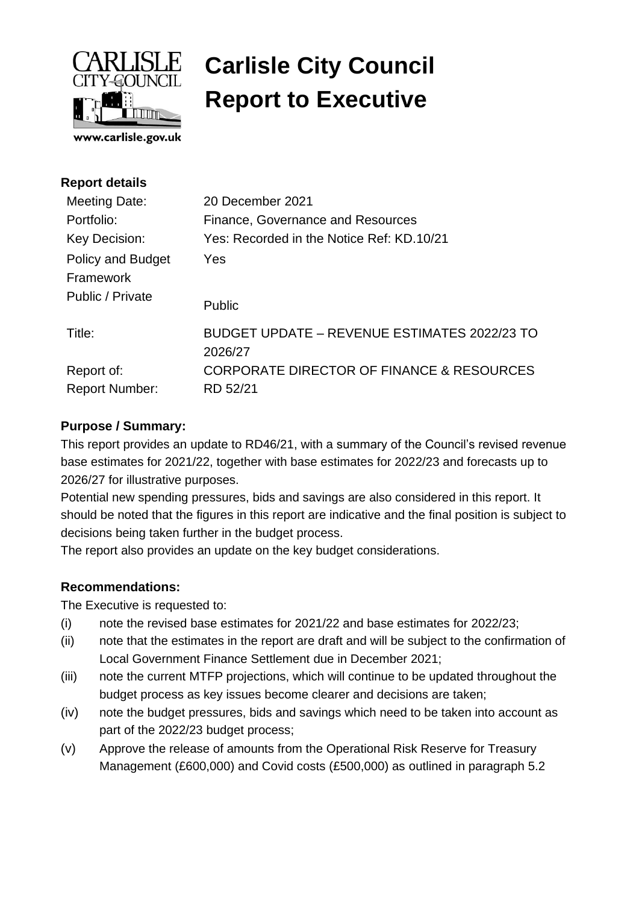# Carlisle City Council
# Report to Executive

www.carlisle.gov.uk

**Report details**

| | |
|---|---|
| Meeting Date: | 20 December 2021 |
| Portfolio: | Finance, Governance and Resources |
| Key Decision: | Yes: Recorded in the Notice Ref: KD.10/21 |
| Policy and Budget Framework | Yes |
| Public / Private | Public |
| Title: | BUDGET UPDATE – REVENUE ESTIMATES 2022/23 TO 2026/27 |
| Report of: | CORPORATE DIRECTOR OF FINANCE & RESOURCES |
| Report Number: | RD 52/21 |

**Purpose / Summary:**

This report provides an update to RD46/21, with a summary of the Council's revised revenue base estimates for 2021/22, together with base estimates for 2022/23 and forecasts up to 2026/27 for illustrative purposes.

Potential new spending pressures, bids and savings are also considered in this report. It should be noted that the figures in this report are indicative and the final position is subject to decisions being taken further in the budget process.

The report also provides an update on the key budget considerations.

**Recommendations:**

The Executive is requested to:

(i) note the revised base estimates for 2021/22 and base estimates for 2022/23;

(ii) note that the estimates in the report are draft and will be subject to the confirmation of Local Government Finance Settlement due in December 2021;

(iii) note the current MTFP projections, which will continue to be updated throughout the budget process as key issues become clearer and decisions are taken;

(iv) note the budget pressures, bids and savings which need to be taken into account as part of the 2022/23 budget process;

(v) Approve the release of amounts from the Operational Risk Reserve for Treasury Management (£600,000) and Covid costs (£500,000) as outlined in paragraph 5.2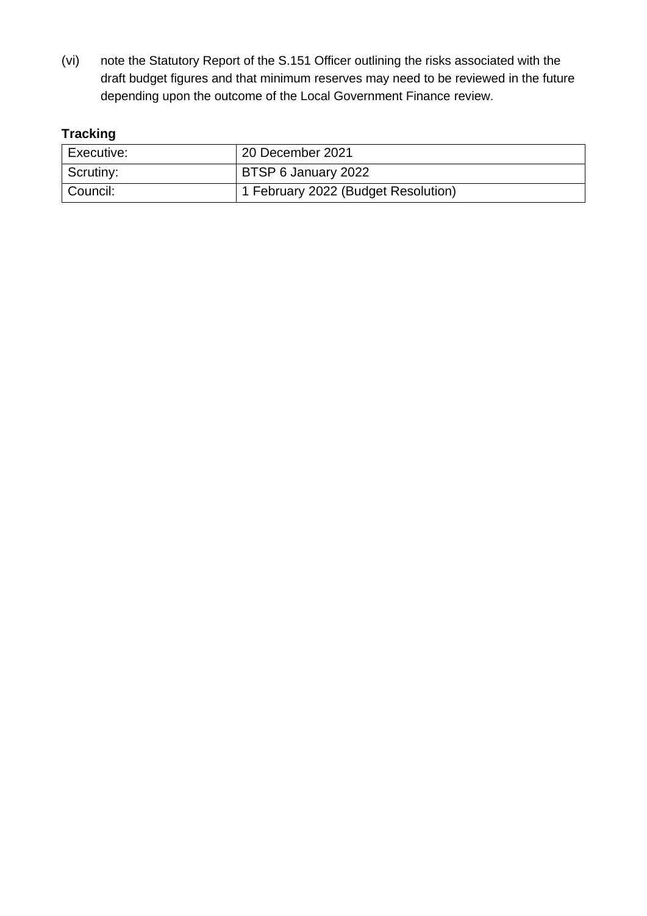(vi) note the Statutory Report of the S.151 Officer outlining the risks associated with the draft budget figures and that minimum reserves may need to be reviewed in the future depending upon the outcome of the Local Government Finance review.

**Tracking**

| Executive: | 20 December 2021 |
| --- | --- |
| Scrutiny: | BTSP 6 January 2022 |
| Council: | 1 February 2022 (Budget Resolution) |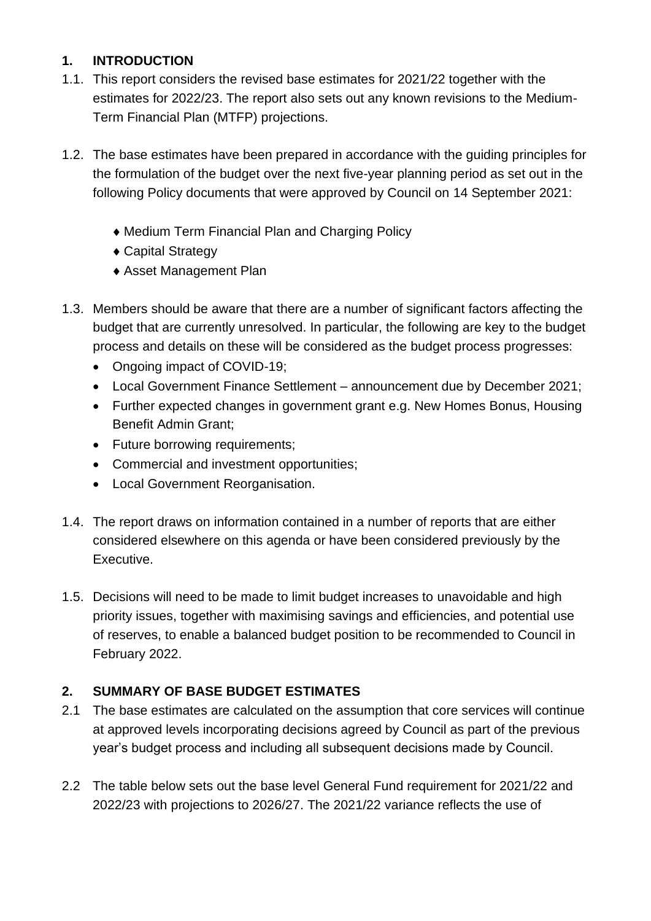## 1. INTRODUCTION

1.1. This report considers the revised base estimates for 2021/22 together with the estimates for 2022/23. The report also sets out any known revisions to the Medium-Term Financial Plan (MTFP) projections.

1.2. The base estimates have been prepared in accordance with the guiding principles for the formulation of the budget over the next five-year planning period as set out in the following Policy documents that were approved by Council on 14 September 2021:

- ♦ Medium Term Financial Plan and Charging Policy
- ♦ Capital Strategy
- ♦ Asset Management Plan

1.3. Members should be aware that there are a number of significant factors affecting the budget that are currently unresolved. In particular, the following are key to the budget process and details on these will be considered as the budget process progresses:

- Ongoing impact of COVID-19;
- Local Government Finance Settlement – announcement due by December 2021;
- Further expected changes in government grant e.g. New Homes Bonus, Housing Benefit Admin Grant;
- Future borrowing requirements;
- Commercial and investment opportunities;
- Local Government Reorganisation.

1.4. The report draws on information contained in a number of reports that are either considered elsewhere on this agenda or have been considered previously by the Executive.

1.5. Decisions will need to be made to limit budget increases to unavoidable and high priority issues, together with maximising savings and efficiencies, and potential use of reserves, to enable a balanced budget position to be recommended to Council in February 2022.

## 2. SUMMARY OF BASE BUDGET ESTIMATES

2.1 The base estimates are calculated on the assumption that core services will continue at approved levels incorporating decisions agreed by Council as part of the previous year's budget process and including all subsequent decisions made by Council.

2.2 The table below sets out the base level General Fund requirement for 2021/22 and 2022/23 with projections to 2026/27. The 2021/22 variance reflects the use of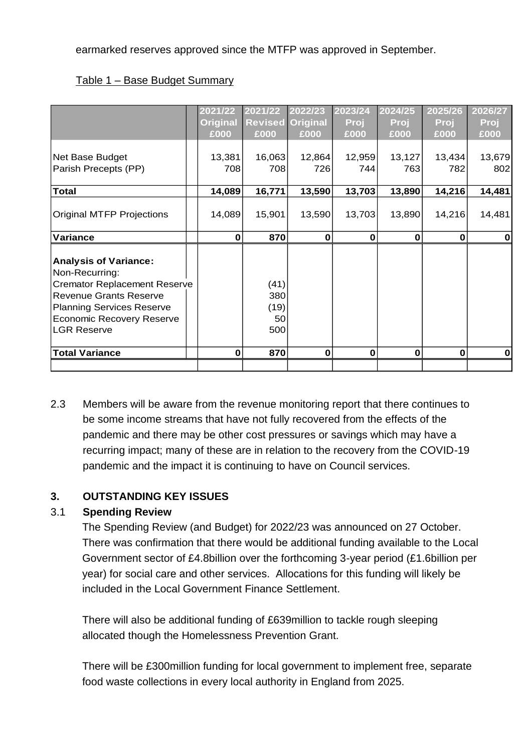earmarked reserves approved since the MTFP was approved in September.

Table 1 – Base Budget Summary

| | 2021/22 Original £000 | 2021/22 Revised £000 | 2022/23 Original £000 | 2023/24 Proj £000 | 2024/25 Proj £000 | 2025/26 Proj £000 | 2026/27 Proj £000 |
|---|---|---|---|---|---|---|---|
| Net Base Budget | 13,381 | 16,063 | 12,864 | 12,959 | 13,127 | 13,434 | 13,679 |
| Parish Precepts (PP) | 708 | 708 | 726 | 744 | 763 | 782 | 802 |
| **Total** | **14,089** | **16,771** | **13,590** | **13,703** | **13,890** | **14,216** | **14,481** |
| Original MTFP Projections | 14,089 | 15,901 | 13,590 | 13,703 | 13,890 | 14,216 | 14,481 |
| **Variance** | **0** | **870** | **0** | **0** | **0** | **0** | **0** |
| **Analysis of Variance:** | | | | | | | |
| Non-Recurring: | | | | | | | |
| Cremator Replacement Reserve | | (41) | | | | | |
| Revenue Grants Reserve | | 380 | | | | | |
| Planning Services Reserve | | (19) | | | | | |
| Economic Recovery Reserve | | 50 | | | | | |
| LGR Reserve | | 500 | | | | | |
| **Total Variance** | **0** | **870** | **0** | **0** | **0** | **0** | **0** |

2.3 Members will be aware from the revenue monitoring report that there continues to be some income streams that have not fully recovered from the effects of the pandemic and there may be other cost pressures or savings which may have a recurring impact; many of these are in relation to the recovery from the COVID-19 pandemic and the impact it is continuing to have on Council services.

## 3. OUTSTANDING KEY ISSUES

### 3.1 Spending Review

The Spending Review (and Budget) for 2022/23 was announced on 27 October. There was confirmation that there would be additional funding available to the Local Government sector of £4.8billion over the forthcoming 3-year period (£1.6billion per year) for social care and other services. Allocations for this funding will likely be included in the Local Government Finance Settlement.

There will also be additional funding of £639million to tackle rough sleeping allocated though the Homelessness Prevention Grant.

There will be £300million funding for local government to implement free, separate food waste collections in every local authority in England from 2025.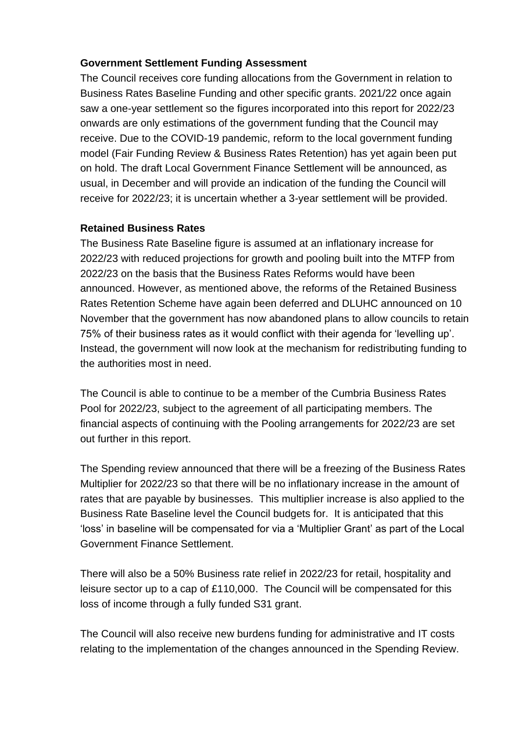**Government Settlement Funding Assessment**

The Council receives core funding allocations from the Government in relation to Business Rates Baseline Funding and other specific grants. 2021/22 once again saw a one-year settlement so the figures incorporated into this report for 2022/23 onwards are only estimations of the government funding that the Council may receive. Due to the COVID-19 pandemic, reform to the local government funding model (Fair Funding Review & Business Rates Retention) has yet again been put on hold. The draft Local Government Finance Settlement will be announced, as usual, in December and will provide an indication of the funding the Council will receive for 2022/23; it is uncertain whether a 3-year settlement will be provided.

**Retained Business Rates**

The Business Rate Baseline figure is assumed at an inflationary increase for 2022/23 with reduced projections for growth and pooling built into the MTFP from 2022/23 on the basis that the Business Rates Reforms would have been announced. However, as mentioned above, the reforms of the Retained Business Rates Retention Scheme have again been deferred and DLUHC announced on 10 November that the government has now abandoned plans to allow councils to retain 75% of their business rates as it would conflict with their agenda for 'levelling up'. Instead, the government will now look at the mechanism for redistributing funding to the authorities most in need.

The Council is able to continue to be a member of the Cumbria Business Rates Pool for 2022/23, subject to the agreement of all participating members. The financial aspects of continuing with the Pooling arrangements for 2022/23 are set out further in this report.

The Spending review announced that there will be a freezing of the Business Rates Multiplier for 2022/23 so that there will be no inflationary increase in the amount of rates that are payable by businesses. This multiplier increase is also applied to the Business Rate Baseline level the Council budgets for. It is anticipated that this 'loss' in baseline will be compensated for via a 'Multiplier Grant' as part of the Local Government Finance Settlement.

There will also be a 50% Business rate relief in 2022/23 for retail, hospitality and leisure sector up to a cap of £110,000. The Council will be compensated for this loss of income through a fully funded S31 grant.

The Council will also receive new burdens funding for administrative and IT costs relating to the implementation of the changes announced in the Spending Review.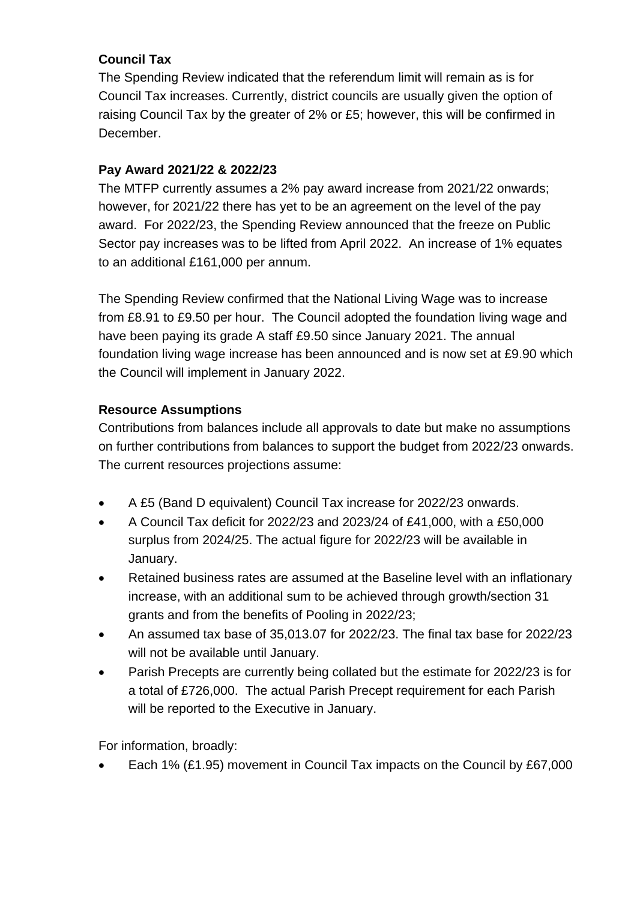**Council Tax**

The Spending Review indicated that the referendum limit will remain as is for Council Tax increases. Currently, district councils are usually given the option of raising Council Tax by the greater of 2% or £5; however, this will be confirmed in December.

**Pay Award 2021/22 & 2022/23**

The MTFP currently assumes a 2% pay award increase from 2021/22 onwards; however, for 2021/22 there has yet to be an agreement on the level of the pay award. For 2022/23, the Spending Review announced that the freeze on Public Sector pay increases was to be lifted from April 2022. An increase of 1% equates to an additional £161,000 per annum.

The Spending Review confirmed that the National Living Wage was to increase from £8.91 to £9.50 per hour. The Council adopted the foundation living wage and have been paying its grade A staff £9.50 since January 2021. The annual foundation living wage increase has been announced and is now set at £9.90 which the Council will implement in January 2022.

**Resource Assumptions**

Contributions from balances include all approvals to date but make no assumptions on further contributions from balances to support the budget from 2022/23 onwards. The current resources projections assume:

- A £5 (Band D equivalent) Council Tax increase for 2022/23 onwards.
- A Council Tax deficit for 2022/23 and 2023/24 of £41,000, with a £50,000 surplus from 2024/25. The actual figure for 2022/23 will be available in January.
- Retained business rates are assumed at the Baseline level with an inflationary increase, with an additional sum to be achieved through growth/section 31 grants and from the benefits of Pooling in 2022/23;
- An assumed tax base of 35,013.07 for 2022/23. The final tax base for 2022/23 will not be available until January.
- Parish Precepts are currently being collated but the estimate for 2022/23 is for a total of £726,000. The actual Parish Precept requirement for each Parish will be reported to the Executive in January.

For information, broadly:

- Each 1% (£1.95) movement in Council Tax impacts on the Council by £67,000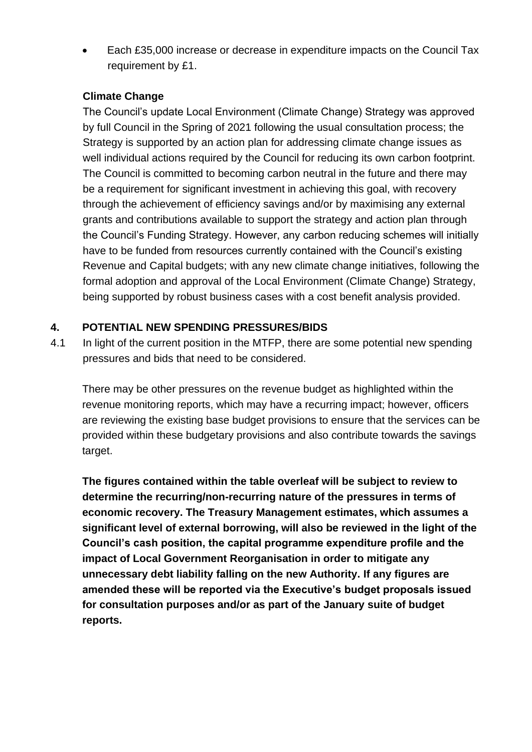- Each £35,000 increase or decrease in expenditure impacts on the Council Tax requirement by £1.

**Climate Change**

The Council's update Local Environment (Climate Change) Strategy was approved by full Council in the Spring of 2021 following the usual consultation process; the Strategy is supported by an action plan for addressing climate change issues as well individual actions required by the Council for reducing its own carbon footprint. The Council is committed to becoming carbon neutral in the future and there may be a requirement for significant investment in achieving this goal, with recovery through the achievement of efficiency savings and/or by maximising any external grants and contributions available to support the strategy and action plan through the Council's Funding Strategy. However, any carbon reducing schemes will initially have to be funded from resources currently contained with the Council's existing Revenue and Capital budgets; with any new climate change initiatives, following the formal adoption and approval of the Local Environment (Climate Change) Strategy, being supported by robust business cases with a cost benefit analysis provided.

## 4. POTENTIAL NEW SPENDING PRESSURES/BIDS

4.1 In light of the current position in the MTFP, there are some potential new spending pressures and bids that need to be considered.

There may be other pressures on the revenue budget as highlighted within the revenue monitoring reports, which may have a recurring impact; however, officers are reviewing the existing base budget provisions to ensure that the services can be provided within these budgetary provisions and also contribute towards the savings target.

**The figures contained within the table overleaf will be subject to review to determine the recurring/non-recurring nature of the pressures in terms of economic recovery. The Treasury Management estimates, which assumes a significant level of external borrowing, will also be reviewed in the light of the Council's cash position, the capital programme expenditure profile and the impact of Local Government Reorganisation in order to mitigate any unnecessary debt liability falling on the new Authority. If any figures are amended these will be reported via the Executive's budget proposals issued for consultation purposes and/or as part of the January suite of budget reports.**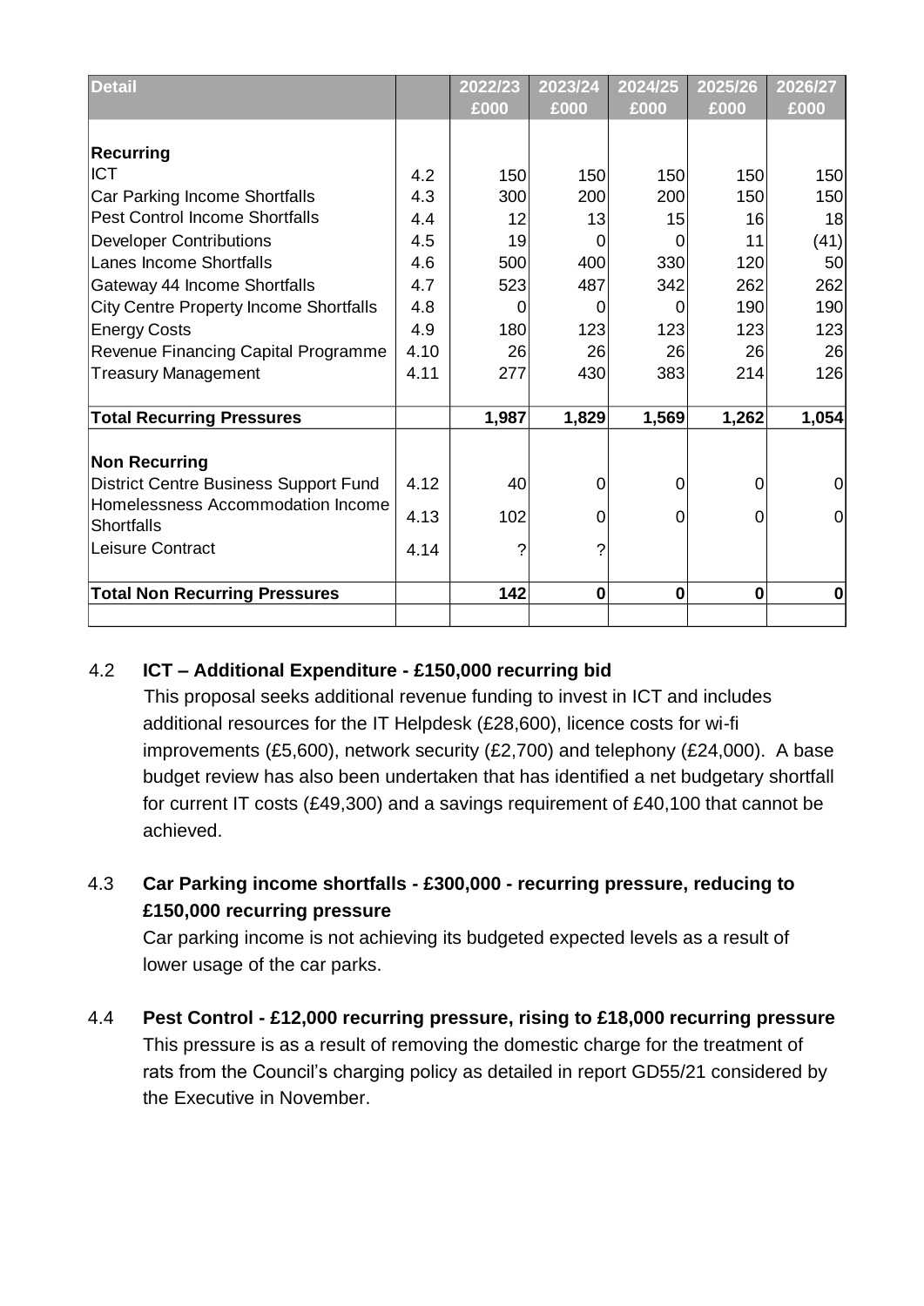| Detail | | 2022/23 £000 | 2023/24 £000 | 2024/25 £000 | 2025/26 £000 | 2026/27 £000 |
|---|---|---|---|---|---|---|
| **Recurring** | | | | | | |
| ICT | 4.2 | 150 | 150 | 150 | 150 | 150 |
| Car Parking Income Shortfalls | 4.3 | 300 | 200 | 200 | 150 | 150 |
| Pest Control Income Shortfalls | 4.4 | 12 | 13 | 15 | 16 | 18 |
| Developer Contributions | 4.5 | 19 | 0 | 0 | 11 | (41) |
| Lanes Income Shortfalls | 4.6 | 500 | 400 | 330 | 120 | 50 |
| Gateway 44 Income Shortfalls | 4.7 | 523 | 487 | 342 | 262 | 262 |
| City Centre Property Income Shortfalls | 4.8 | 0 | 0 | 0 | 190 | 190 |
| Energy Costs | 4.9 | 180 | 123 | 123 | 123 | 123 |
| Revenue Financing Capital Programme | 4.10 | 26 | 26 | 26 | 26 | 26 |
| Treasury Management | 4.11 | 277 | 430 | 383 | 214 | 126 |
| **Total Recurring Pressures** | | **1,987** | **1,829** | **1,569** | **1,262** | **1,054** |
| **Non Recurring** | | | | | | |
| District Centre Business Support Fund | 4.12 | 40 | 0 | 0 | 0 | 0 |
| Homelessness Accommodation Income Shortfalls | 4.13 | 102 | 0 | 0 | 0 | 0 |
| Leisure Contract | 4.14 | ? | ? | | | |
| **Total Non Recurring Pressures** | | **142** | **0** | **0** | **0** | **0** |

4.2 **ICT – Additional Expenditure - £150,000 recurring bid**

This proposal seeks additional revenue funding to invest in ICT and includes additional resources for the IT Helpdesk (£28,600), licence costs for wi-fi improvements (£5,600), network security (£2,700) and telephony (£24,000). A base budget review has also been undertaken that has identified a net budgetary shortfall for current IT costs (£49,300) and a savings requirement of £40,100 that cannot be achieved.

4.3 **Car Parking income shortfalls - £300,000 - recurring pressure, reducing to £150,000 recurring pressure**

Car parking income is not achieving its budgeted expected levels as a result of lower usage of the car parks.

4.4 **Pest Control - £12,000 recurring pressure, rising to £18,000 recurring pressure**

This pressure is as a result of removing the domestic charge for the treatment of rats from the Council's charging policy as detailed in report GD55/21 considered by the Executive in November.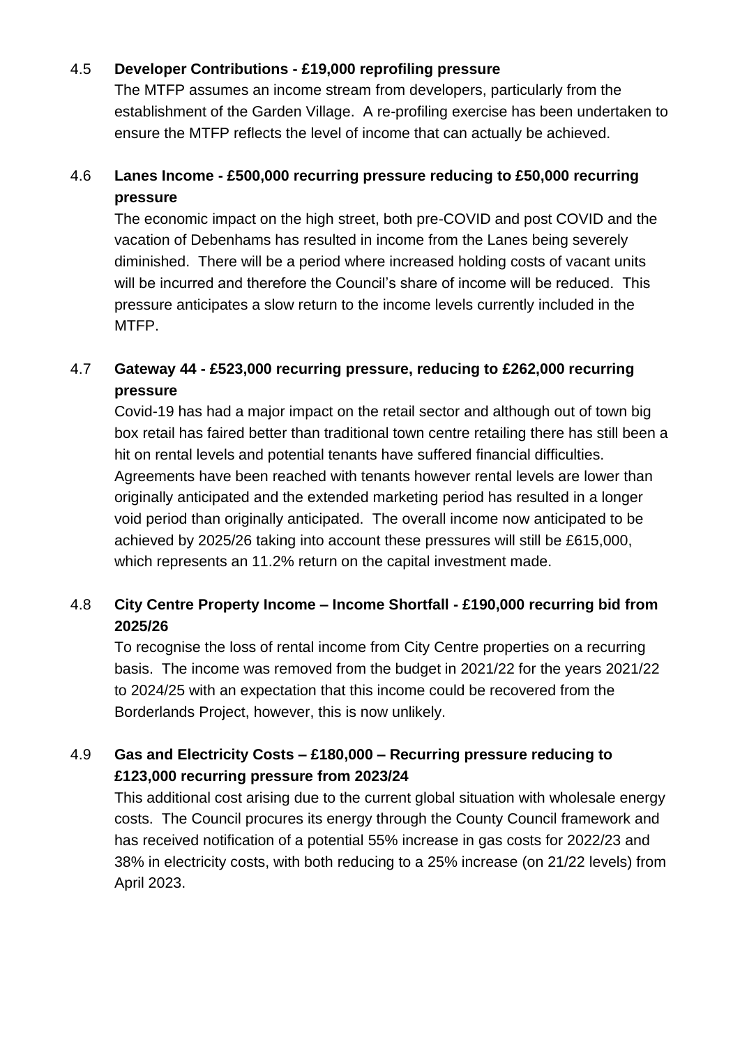4.5 **Developer Contributions - £19,000 reprofiling pressure**

The MTFP assumes an income stream from developers, particularly from the establishment of the Garden Village. A re-profiling exercise has been undertaken to ensure the MTFP reflects the level of income that can actually be achieved.

4.6 **Lanes Income - £500,000 recurring pressure reducing to £50,000 recurring pressure**

The economic impact on the high street, both pre-COVID and post COVID and the vacation of Debenhams has resulted in income from the Lanes being severely diminished. There will be a period where increased holding costs of vacant units will be incurred and therefore the Council's share of income will be reduced. This pressure anticipates a slow return to the income levels currently included in the MTFP.

4.7 **Gateway 44 - £523,000 recurring pressure, reducing to £262,000 recurring pressure**

Covid-19 has had a major impact on the retail sector and although out of town big box retail has faired better than traditional town centre retailing there has still been a hit on rental levels and potential tenants have suffered financial difficulties. Agreements have been reached with tenants however rental levels are lower than originally anticipated and the extended marketing period has resulted in a longer void period than originally anticipated. The overall income now anticipated to be achieved by 2025/26 taking into account these pressures will still be £615,000, which represents an 11.2% return on the capital investment made.

4.8 **City Centre Property Income – Income Shortfall - £190,000 recurring bid from 2025/26**

To recognise the loss of rental income from City Centre properties on a recurring basis. The income was removed from the budget in 2021/22 for the years 2021/22 to 2024/25 with an expectation that this income could be recovered from the Borderlands Project, however, this is now unlikely.

4.9 **Gas and Electricity Costs – £180,000 – Recurring pressure reducing to £123,000 recurring pressure from 2023/24**

This additional cost arising due to the current global situation with wholesale energy costs. The Council procures its energy through the County Council framework and has received notification of a potential 55% increase in gas costs for 2022/23 and 38% in electricity costs, with both reducing to a 25% increase (on 21/22 levels) from April 2023.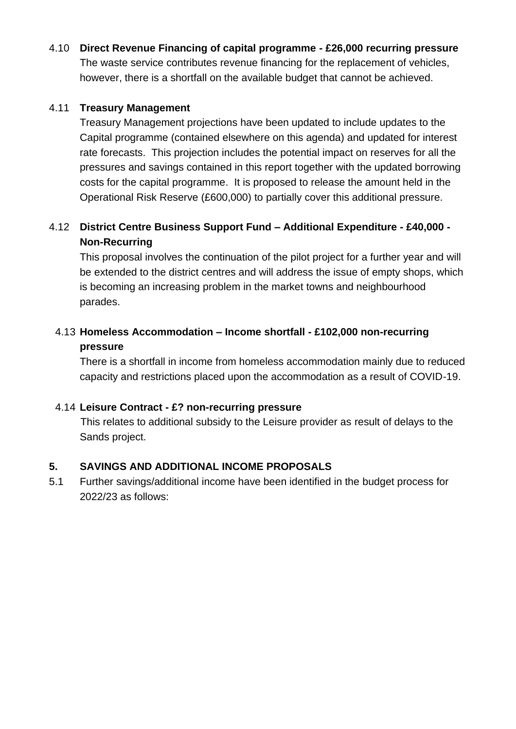4.10 **Direct Revenue Financing of capital programme - £26,000 recurring pressure**

The waste service contributes revenue financing for the replacement of vehicles, however, there is a shortfall on the available budget that cannot be achieved.

4.11 **Treasury Management**

Treasury Management projections have been updated to include updates to the Capital programme (contained elsewhere on this agenda) and updated for interest rate forecasts. This projection includes the potential impact on reserves for all the pressures and savings contained in this report together with the updated borrowing costs for the capital programme. It is proposed to release the amount held in the Operational Risk Reserve (£600,000) to partially cover this additional pressure.

4.12 **District Centre Business Support Fund – Additional Expenditure - £40,000 - Non-Recurring**

This proposal involves the continuation of the pilot project for a further year and will be extended to the district centres and will address the issue of empty shops, which is becoming an increasing problem in the market towns and neighbourhood parades.

4.13 **Homeless Accommodation – Income shortfall - £102,000 non-recurring pressure**

There is a shortfall in income from homeless accommodation mainly due to reduced capacity and restrictions placed upon the accommodation as a result of COVID-19.

4.14 **Leisure Contract - £? non-recurring pressure**

This relates to additional subsidy to the Leisure provider as result of delays to the Sands project.

## 5. SAVINGS AND ADDITIONAL INCOME PROPOSALS

5.1 Further savings/additional income have been identified in the budget process for 2022/23 as follows: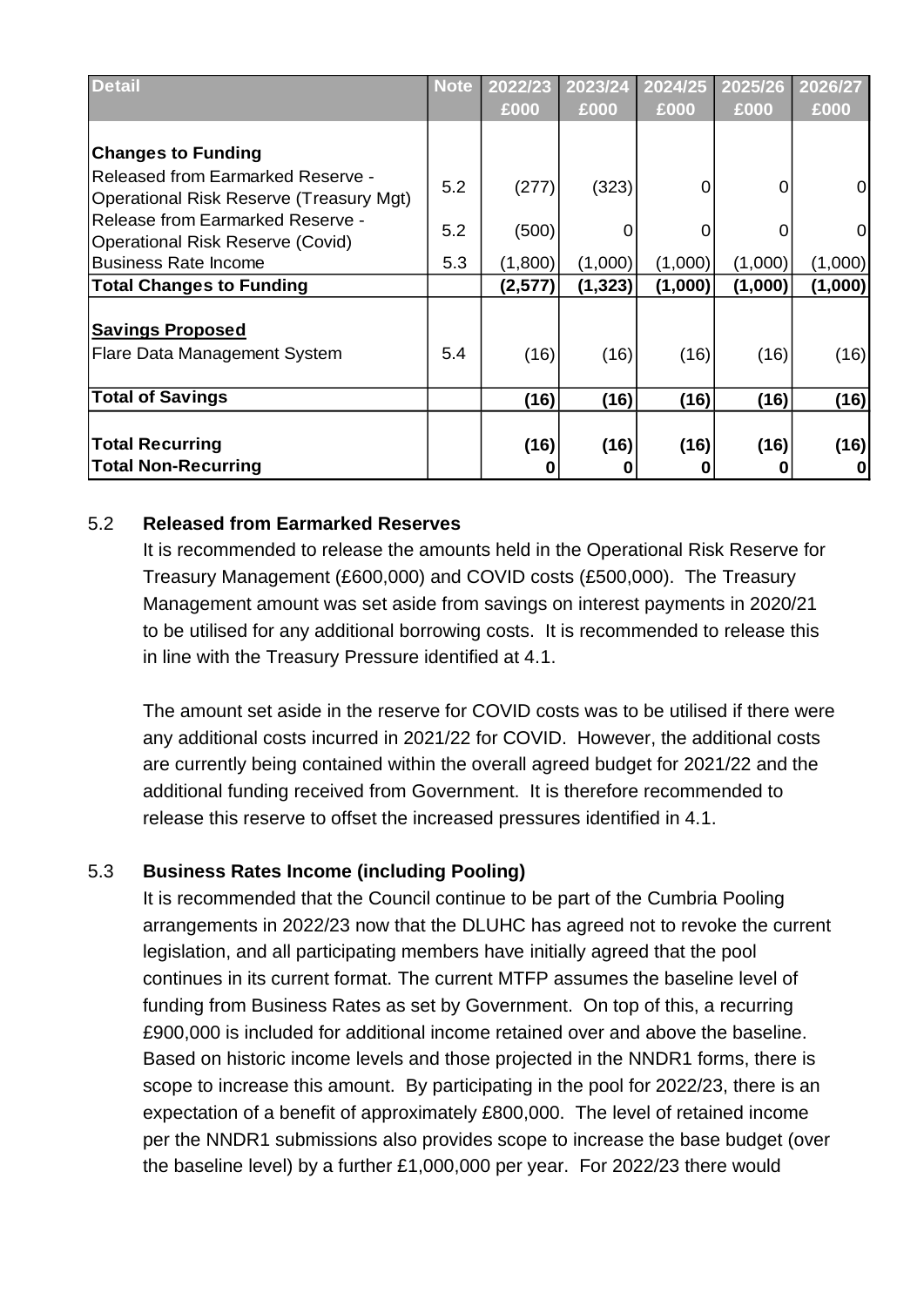| Detail | Note | 2022/23 £000 | 2023/24 £000 | 2024/25 £000 | 2025/26 £000 | 2026/27 £000 |
|---|---|---|---|---|---|---|
| **Changes to Funding** | | | | | | |
| Released from Earmarked Reserve - Operational Risk Reserve (Treasury Mgt) | 5.2 | (277) | (323) | 0 | 0 | 0 |
| Release from Earmarked Reserve - Operational Risk Reserve (Covid) | 5.2 | (500) | 0 | 0 | 0 | 0 |
| Business Rate Income | 5.3 | (1,800) | (1,000) | (1,000) | (1,000) | (1,000) |
| **Total Changes to Funding** | | **(2,577)** | **(1,323)** | **(1,000)** | **(1,000)** | **(1,000)** |
| **Savings Proposed** | | | | | | |
| Flare Data Management System | 5.4 | (16) | (16) | (16) | (16) | (16) |
| **Total of Savings** | | **(16)** | **(16)** | **(16)** | **(16)** | **(16)** |
| **Total Recurring** | | **(16)** | **(16)** | **(16)** | **(16)** | **(16)** |
| **Total Non-Recurring** | | **0** | **0** | **0** | **0** | **0** |

5.2 **Released from Earmarked Reserves**

It is recommended to release the amounts held in the Operational Risk Reserve for Treasury Management (£600,000) and COVID costs (£500,000). The Treasury Management amount was set aside from savings on interest payments in 2020/21 to be utilised for any additional borrowing costs. It is recommended to release this in line with the Treasury Pressure identified at 4.1.

The amount set aside in the reserve for COVID costs was to be utilised if there were any additional costs incurred in 2021/22 for COVID. However, the additional costs are currently being contained within the overall agreed budget for 2021/22 and the additional funding received from Government. It is therefore recommended to release this reserve to offset the increased pressures identified in 4.1.

5.3 **Business Rates Income (including Pooling)**

It is recommended that the Council continue to be part of the Cumbria Pooling arrangements in 2022/23 now that the DLUHC has agreed not to revoke the current legislation, and all participating members have initially agreed that the pool continues in its current format. The current MTFP assumes the baseline level of funding from Business Rates as set by Government. On top of this, a recurring £900,000 is included for additional income retained over and above the baseline. Based on historic income levels and those projected in the NNDR1 forms, there is scope to increase this amount. By participating in the pool for 2022/23, there is an expectation of a benefit of approximately £800,000. The level of retained income per the NNDR1 submissions also provides scope to increase the base budget (over the baseline level) by a further £1,000,000 per year. For 2022/23 there would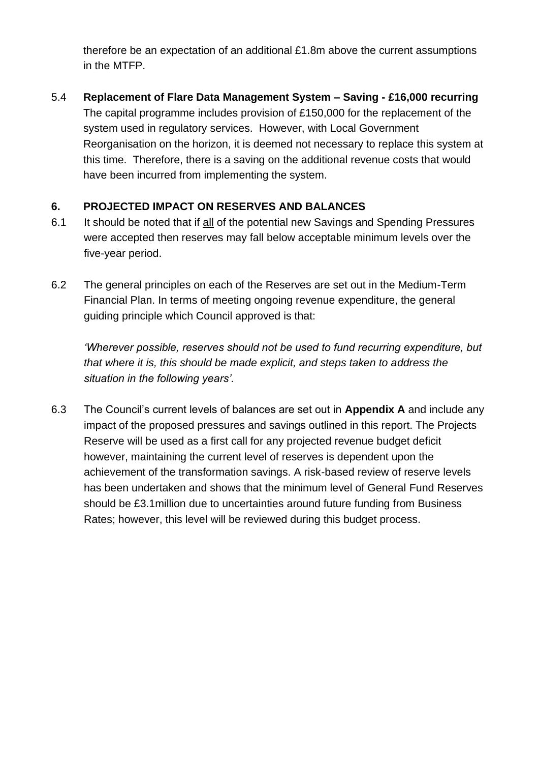therefore be an expectation of an additional £1.8m above the current assumptions in the MTFP.

5.4 **Replacement of Flare Data Management System – Saving - £16,000 recurring**
The capital programme includes provision of £150,000 for the replacement of the system used in regulatory services. However, with Local Government Reorganisation on the horizon, it is deemed not necessary to replace this system at this time. Therefore, there is a saving on the additional revenue costs that would have been incurred from implementing the system.

## 6. PROJECTED IMPACT ON RESERVES AND BALANCES

6.1 It should be noted that if <u>all</u> of the potential new Savings and Spending Pressures were accepted then reserves may fall below acceptable minimum levels over the five-year period.

6.2 The general principles on each of the Reserves are set out in the Medium-Term Financial Plan. In terms of meeting ongoing revenue expenditure, the general guiding principle which Council approved is that:

*'Wherever possible, reserves should not be used to fund recurring expenditure, but that where it is, this should be made explicit, and steps taken to address the situation in the following years'.*

6.3 The Council's current levels of balances are set out in **Appendix A** and include any impact of the proposed pressures and savings outlined in this report. The Projects Reserve will be used as a first call for any projected revenue budget deficit however, maintaining the current level of reserves is dependent upon the achievement of the transformation savings. A risk-based review of reserve levels has been undertaken and shows that the minimum level of General Fund Reserves should be £3.1million due to uncertainties around future funding from Business Rates; however, this level will be reviewed during this budget process.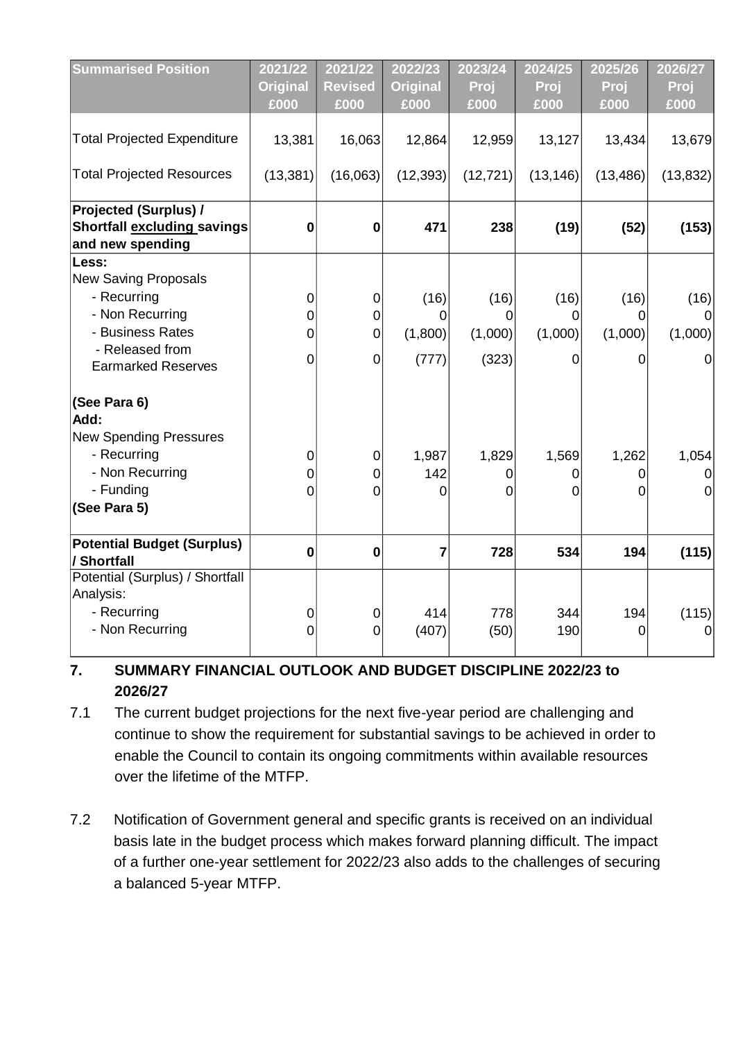| Summarised Position | 2021/22 Original £000 | 2021/22 Revised £000 | 2022/23 Original £000 | 2023/24 Proj £000 | 2024/25 Proj £000 | 2025/26 Proj £000 | 2026/27 Proj £000 |
|---|---|---|---|---|---|---|---|
| Total Projected Expenditure | 13,381 | 16,063 | 12,864 | 12,959 | 13,127 | 13,434 | 13,679 |
| Total Projected Resources | (13,381) | (16,063) | (12,393) | (12,721) | (13,146) | (13,486) | (13,832) |
| **Projected (Surplus) / Shortfall excluding savings and new spending** | **0** | **0** | **471** | **238** | **(19)** | **(52)** | **(153)** |
| **Less:** | | | | | | | |
| New Saving Proposals | | | | | | | |
| - Recurring | 0 | 0 | (16) | (16) | (16) | (16) | (16) |
| - Non Recurring | 0 | 0 | 0 | 0 | 0 | 0 | 0 |
| - Business Rates | 0 | 0 | (1,800) | (1,000) | (1,000) | (1,000) | (1,000) |
| - Released from Earmarked Reserves | 0 | 0 | (777) | (323) | 0 | 0 | 0 |
| **(See Para 6)** | | | | | | | |
| **Add:** | | | | | | | |
| New Spending Pressures | | | | | | | |
| - Recurring | 0 | 0 | 1,987 | 1,829 | 1,569 | 1,262 | 1,054 |
| - Non Recurring | 0 | 0 | 142 | 0 | 0 | 0 | 0 |
| - Funding | 0 | 0 | 0 | 0 | 0 | 0 | 0 |
| **(See Para 5)** | | | | | | | |
| **Potential Budget (Surplus) / Shortfall** | **0** | **0** | **7** | **728** | **534** | **194** | **(115)** |
| Potential (Surplus) / Shortfall Analysis: | | | | | | | |
| - Recurring | 0 | 0 | 414 | 778 | 344 | 194 | (115) |
| - Non Recurring | 0 | 0 | (407) | (50) | 190 | 0 | 0 |

## 7. SUMMARY FINANCIAL OUTLOOK AND BUDGET DISCIPLINE 2022/23 to 2026/27

7.1 The current budget projections for the next five-year period are challenging and continue to show the requirement for substantial savings to be achieved in order to enable the Council to contain its ongoing commitments within available resources over the lifetime of the MTFP.

7.2 Notification of Government general and specific grants is received on an individual basis late in the budget process which makes forward planning difficult. The impact of a further one-year settlement for 2022/23 also adds to the challenges of securing a balanced 5-year MTFP.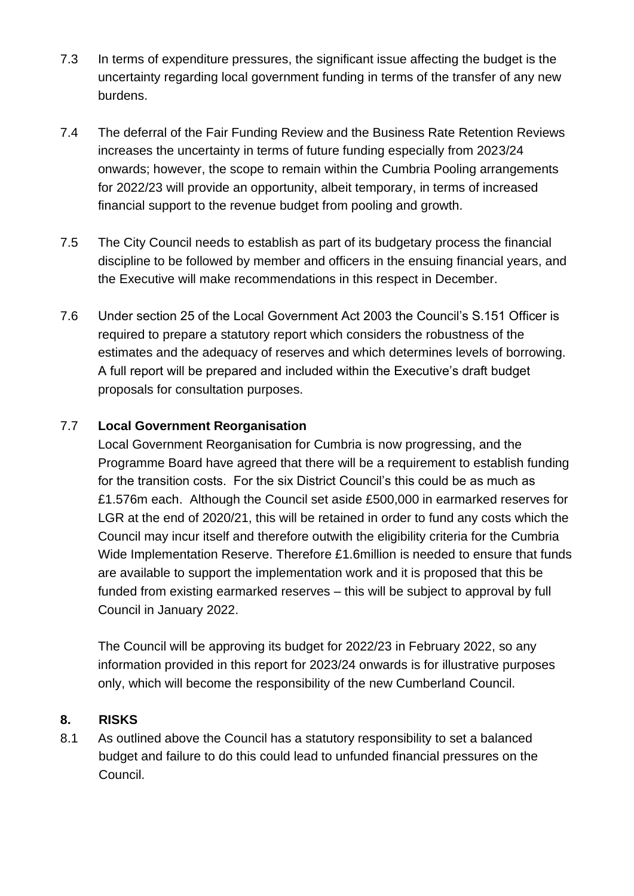7.3 In terms of expenditure pressures, the significant issue affecting the budget is the uncertainty regarding local government funding in terms of the transfer of any new burdens.

7.4 The deferral of the Fair Funding Review and the Business Rate Retention Reviews increases the uncertainty in terms of future funding especially from 2023/24 onwards; however, the scope to remain within the Cumbria Pooling arrangements for 2022/23 will provide an opportunity, albeit temporary, in terms of increased financial support to the revenue budget from pooling and growth.

7.5 The City Council needs to establish as part of its budgetary process the financial discipline to be followed by member and officers in the ensuing financial years, and the Executive will make recommendations in this respect in December.

7.6 Under section 25 of the Local Government Act 2003 the Council's S.151 Officer is required to prepare a statutory report which considers the robustness of the estimates and the adequacy of reserves and which determines levels of borrowing. A full report will be prepared and included within the Executive's draft budget proposals for consultation purposes.

7.7 **Local Government Reorganisation**

Local Government Reorganisation for Cumbria is now progressing, and the Programme Board have agreed that there will be a requirement to establish funding for the transition costs. For the six District Council's this could be as much as £1.576m each. Although the Council set aside £500,000 in earmarked reserves for LGR at the end of 2020/21, this will be retained in order to fund any costs which the Council may incur itself and therefore outwith the eligibility criteria for the Cumbria Wide Implementation Reserve. Therefore £1.6million is needed to ensure that funds are available to support the implementation work and it is proposed that this be funded from existing earmarked reserves – this will be subject to approval by full Council in January 2022.

The Council will be approving its budget for 2022/23 in February 2022, so any information provided in this report for 2023/24 onwards is for illustrative purposes only, which will become the responsibility of the new Cumberland Council.

## 8. RISKS

8.1 As outlined above the Council has a statutory responsibility to set a balanced budget and failure to do this could lead to unfunded financial pressures on the Council.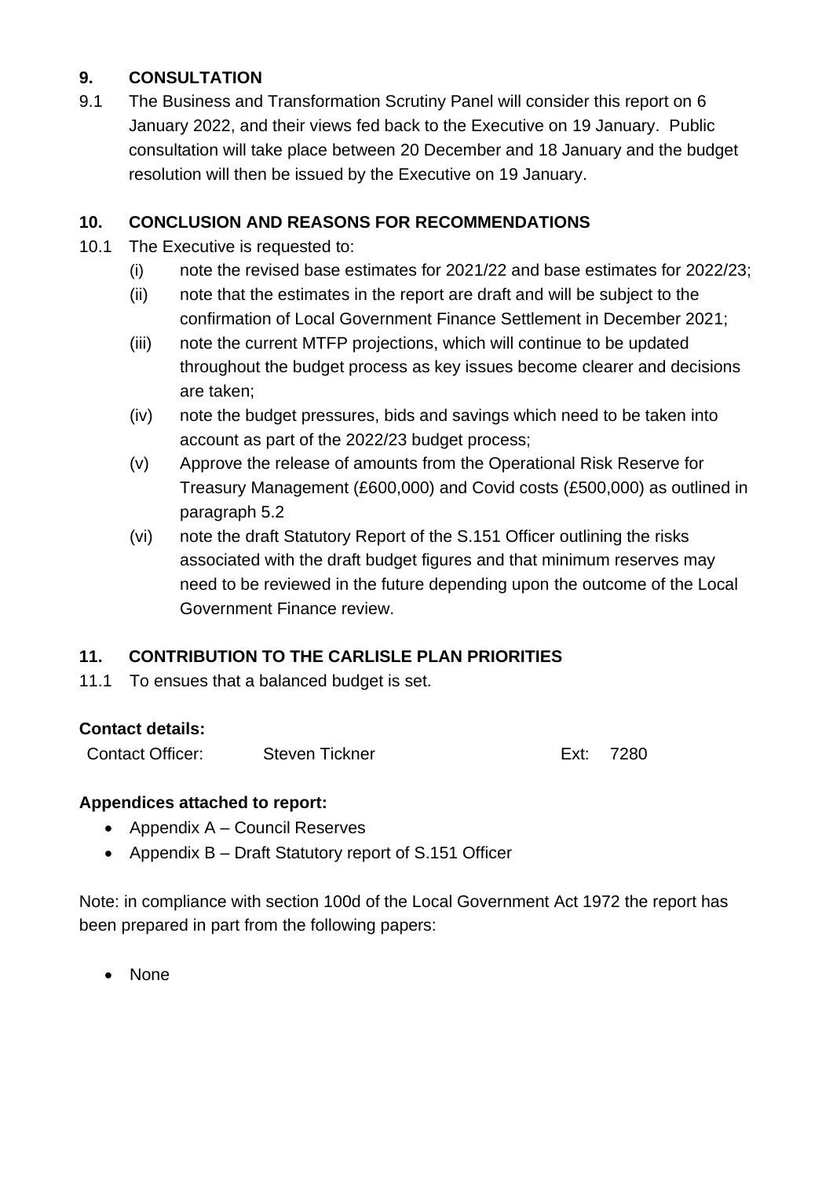## 9. CONSULTATION

9.1 The Business and Transformation Scrutiny Panel will consider this report on 6 January 2022, and their views fed back to the Executive on 19 January. Public consultation will take place between 20 December and 18 January and the budget resolution will then be issued by the Executive on 19 January.

## 10. CONCLUSION AND REASONS FOR RECOMMENDATIONS

10.1 The Executive is requested to:

(i) note the revised base estimates for 2021/22 and base estimates for 2022/23;

(ii) note that the estimates in the report are draft and will be subject to the confirmation of Local Government Finance Settlement in December 2021;

(iii) note the current MTFP projections, which will continue to be updated throughout the budget process as key issues become clearer and decisions are taken;

(iv) note the budget pressures, bids and savings which need to be taken into account as part of the 2022/23 budget process;

(v) Approve the release of amounts from the Operational Risk Reserve for Treasury Management (£600,000) and Covid costs (£500,000) as outlined in paragraph 5.2

(vi) note the draft Statutory Report of the S.151 Officer outlining the risks associated with the draft budget figures and that minimum reserves may need to be reviewed in the future depending upon the outcome of the Local Government Finance review.

## 11. CONTRIBUTION TO THE CARLISLE PLAN PRIORITIES

11.1 To ensues that a balanced budget is set.

**Contact details:**

| Contact Officer: | Steven Tickner | Ext: 7280 |
|---|---|---|

**Appendices attached to report:**

- Appendix A – Council Reserves
- Appendix B – Draft Statutory report of S.151 Officer

Note: in compliance with section 100d of the Local Government Act 1972 the report has been prepared in part from the following papers:

- None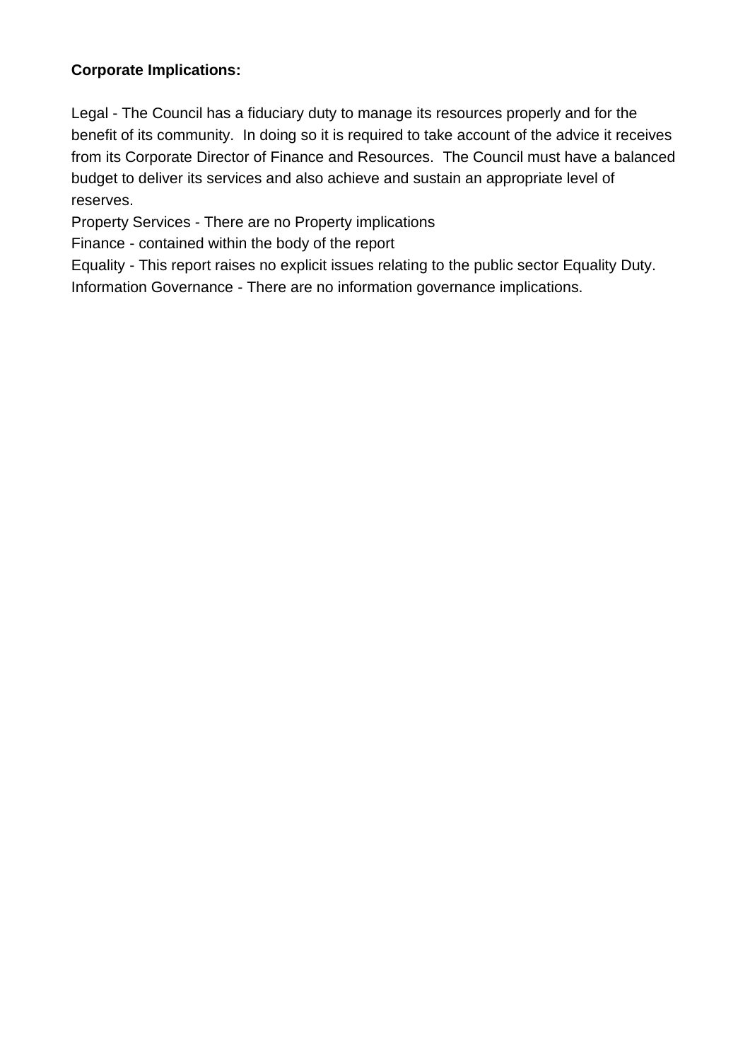**Corporate Implications:**

Legal - The Council has a fiduciary duty to manage its resources properly and for the benefit of its community.  In doing so it is required to take account of the advice it receives from its Corporate Director of Finance and Resources.  The Council must have a balanced budget to deliver its services and also achieve and sustain an appropriate level of reserves.

Property Services - There are no Property implications

Finance - contained within the body of the report

Equality - This report raises no explicit issues relating to the public sector Equality Duty.

Information Governance - There are no information governance implications.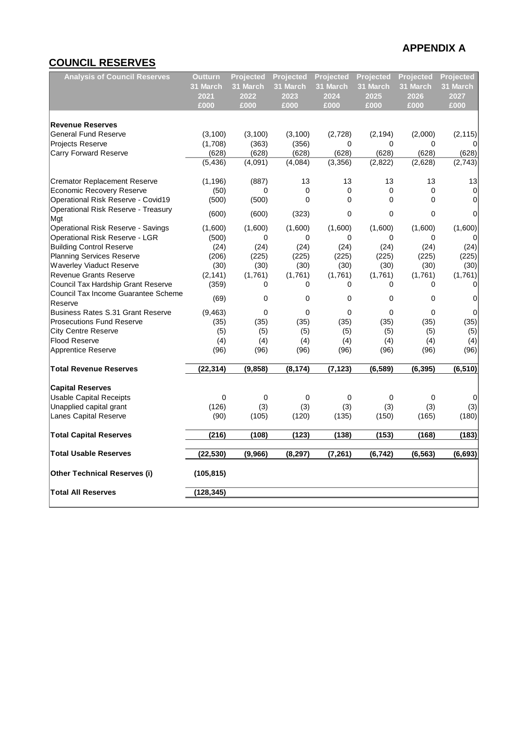**APPENDIX A**

## COUNCIL RESERVES

| Analysis of Council Reserves | Outturn 31 March 2021 £000 | Projected 31 March 2022 £000 | Projected 31 March 2023 £000 | Projected 31 March 2024 £000 | Projected 31 March 2025 £000 | Projected 31 March 2026 £000 | Projected 31 March 2027 £000 |
|---|---|---|---|---|---|---|---|
| **Revenue Reserves** | | | | | | | |
| General Fund Reserve | (3,100) | (3,100) | (3,100) | (2,728) | (2,194) | (2,000) | (2,115) |
| Projects Reserve | (1,708) | (363) | (356) | 0 | 0 | 0 | 0 |
| Carry Forward Reserve | (628) | (628) | (628) | (628) | (628) | (628) | (628) |
| | (5,436) | (4,091) | (4,084) | (3,356) | (2,822) | (2,628) | (2,743) |
| Cremator Replacement Reserve | (1,196) | (887) | 13 | 13 | 13 | 13 | 13 |
| Economic Recovery Reserve | (50) | 0 | 0 | 0 | 0 | 0 | 0 |
| Operational Risk Reserve - Covid19 | (500) | (500) | 0 | 0 | 0 | 0 | 0 |
| Operational Risk Reserve - Treasury Mgt | (600) | (600) | (323) | 0 | 0 | 0 | 0 |
| Operational Risk Reserve - Savings | (1,600) | (1,600) | (1,600) | (1,600) | (1,600) | (1,600) | (1,600) |
| Operational Risk Reserve - LGR | (500) | 0 | 0 | 0 | 0 | 0 | 0 |
| Building Control Reserve | (24) | (24) | (24) | (24) | (24) | (24) | (24) |
| Planning Services Reserve | (206) | (225) | (225) | (225) | (225) | (225) | (225) |
| Waverley Viaduct Reserve | (30) | (30) | (30) | (30) | (30) | (30) | (30) |
| Revenue Grants Reserve | (2,141) | (1,761) | (1,761) | (1,761) | (1,761) | (1,761) | (1,761) |
| Council Tax Hardship Grant Reserve | (359) | 0 | 0 | 0 | 0 | 0 | 0 |
| Council Tax Income Guarantee Scheme Reserve | (69) | 0 | 0 | 0 | 0 | 0 | 0 |
| Business Rates S.31 Grant Reserve | (9,463) | 0 | 0 | 0 | 0 | 0 | 0 |
| Prosecutions Fund Reserve | (35) | (35) | (35) | (35) | (35) | (35) | (35) |
| City Centre Reserve | (5) | (5) | (5) | (5) | (5) | (5) | (5) |
| Flood Reserve | (4) | (4) | (4) | (4) | (4) | (4) | (4) |
| Apprentice Reserve | (96) | (96) | (96) | (96) | (96) | (96) | (96) |
| **Total Revenue Reserves** | **(22,314)** | **(9,858)** | **(8,174)** | **(7,123)** | **(6,589)** | **(6,395)** | **(6,510)** |
| **Capital Reserves** | | | | | | | |
| Usable Capital Receipts | 0 | 0 | 0 | 0 | 0 | 0 | 0 |
| Unapplied capital grant | (126) | (3) | (3) | (3) | (3) | (3) | (3) |
| Lanes Capital Reserve | (90) | (105) | (120) | (135) | (150) | (165) | (180) |
| **Total Capital Reserves** | **(216)** | **(108)** | **(123)** | **(138)** | **(153)** | **(168)** | **(183)** |
| **Total Usable Reserves** | **(22,530)** | **(9,966)** | **(8,297)** | **(7,261)** | **(6,742)** | **(6,563)** | **(6,693)** |
| **Other Technical Reserves (i)** | **(105,815)** | | | | | | |
| **Total All Reserves** | **(128,345)** | | | | | | |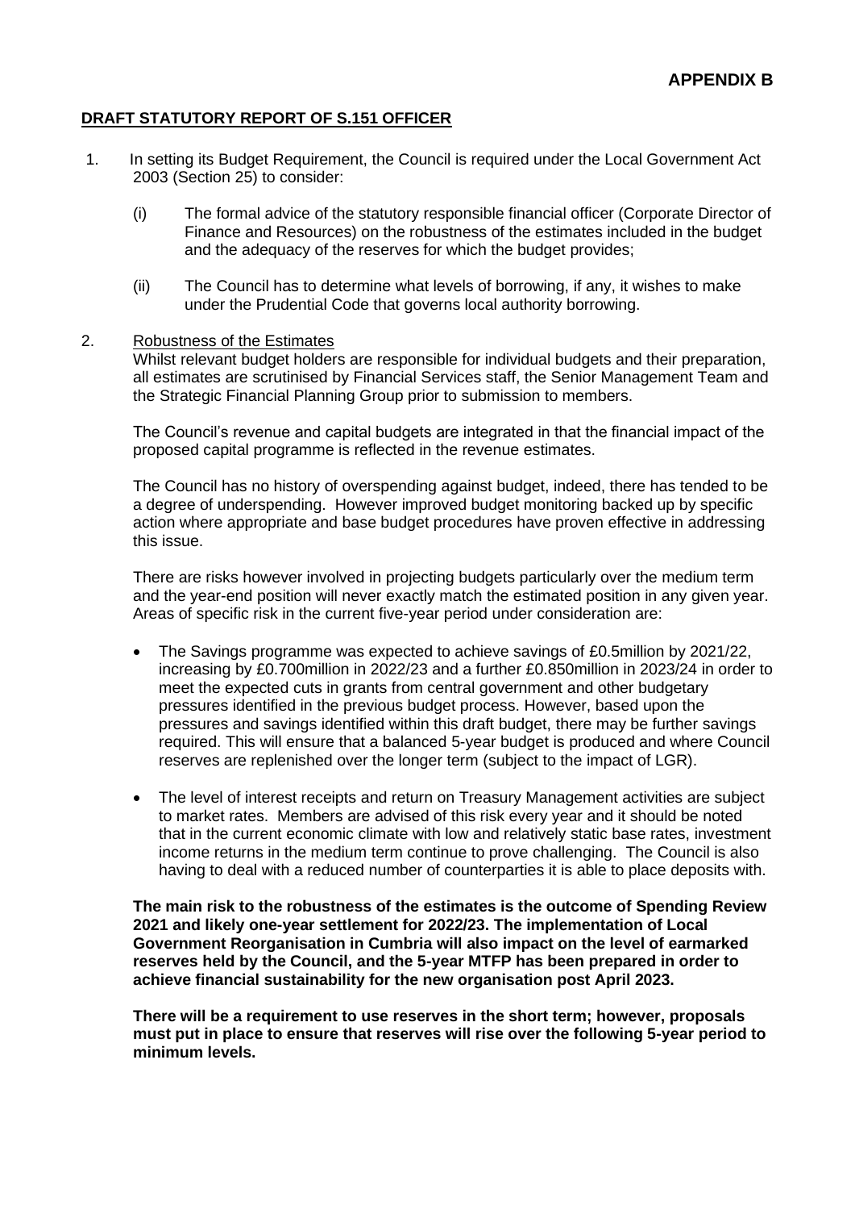**APPENDIX B**

**DRAFT STATUTORY REPORT OF S.151 OFFICER**

1. In setting its Budget Requirement, the Council is required under the Local Government Act 2003 (Section 25) to consider:

   (i) The formal advice of the statutory responsible financial officer (Corporate Director of Finance and Resources) on the robustness of the estimates included in the budget and the adequacy of the reserves for which the budget provides;

   (ii) The Council has to determine what levels of borrowing, if any, it wishes to make under the Prudential Code that governs local authority borrowing.

2. Robustness of the Estimates

   Whilst relevant budget holders are responsible for individual budgets and their preparation, all estimates are scrutinised by Financial Services staff, the Senior Management Team and the Strategic Financial Planning Group prior to submission to members.

   The Council's revenue and capital budgets are integrated in that the financial impact of the proposed capital programme is reflected in the revenue estimates.

   The Council has no history of overspending against budget, indeed, there has tended to be a degree of underspending. However improved budget monitoring backed up by specific action where appropriate and base budget procedures have proven effective in addressing this issue.

   There are risks however involved in projecting budgets particularly over the medium term and the year-end position will never exactly match the estimated position in any given year. Areas of specific risk in the current five-year period under consideration are:

   - The Savings programme was expected to achieve savings of £0.5million by 2021/22, increasing by £0.700million in 2022/23 and a further £0.850million in 2023/24 in order to meet the expected cuts in grants from central government and other budgetary pressures identified in the previous budget process. However, based upon the pressures and savings identified within this draft budget, there may be further savings required. This will ensure that a balanced 5-year budget is produced and where Council reserves are replenished over the longer term (subject to the impact of LGR).

   - The level of interest receipts and return on Treasury Management activities are subject to market rates. Members are advised of this risk every year and it should be noted that in the current economic climate with low and relatively static base rates, investment income returns in the medium term continue to prove challenging. The Council is also having to deal with a reduced number of counterparties it is able to place deposits with.

   **The main risk to the robustness of the estimates is the outcome of Spending Review 2021 and likely one-year settlement for 2022/23. The implementation of Local Government Reorganisation in Cumbria will also impact on the level of earmarked reserves held by the Council, and the 5-year MTFP has been prepared in order to achieve financial sustainability for the new organisation post April 2023.**

   **There will be a requirement to use reserves in the short term; however, proposals must put in place to ensure that reserves will rise over the following 5-year period to minimum levels.**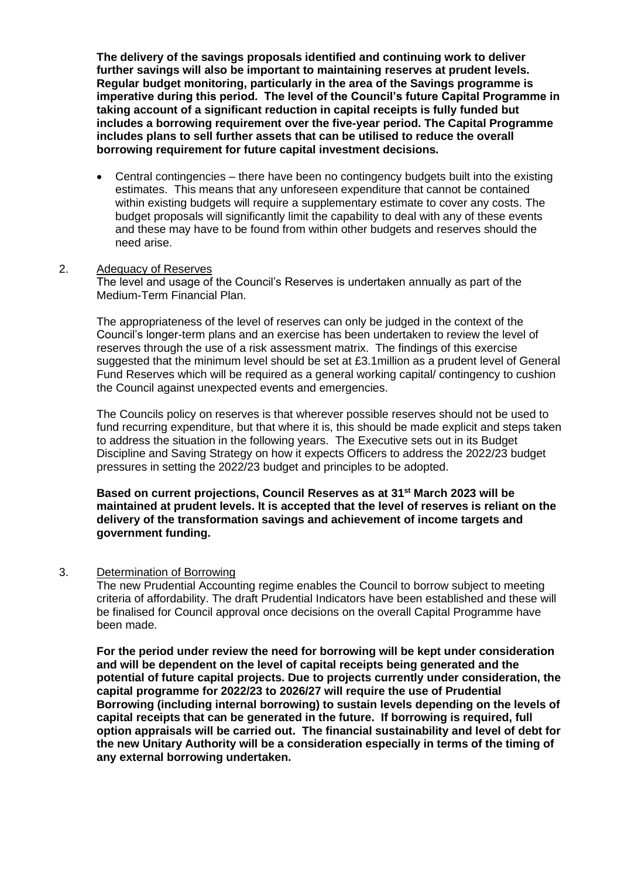**The delivery of the savings proposals identified and continuing work to deliver further savings will also be important to maintaining reserves at prudent levels. Regular budget monitoring, particularly in the area of the Savings programme is imperative during this period. The level of the Council's future Capital Programme in taking account of a significant reduction in capital receipts is fully funded but includes a borrowing requirement over the five-year period. The Capital Programme includes plans to sell further assets that can be utilised to reduce the overall borrowing requirement for future capital investment decisions.**

- Central contingencies – there have been no contingency budgets built into the existing estimates. This means that any unforeseen expenditure that cannot be contained within existing budgets will require a supplementary estimate to cover any costs. The budget proposals will significantly limit the capability to deal with any of these events and these may have to be found from within other budgets and reserves should the need arise.

2. Adequacy of Reserves

The level and usage of the Council's Reserves is undertaken annually as part of the Medium-Term Financial Plan.

The appropriateness of the level of reserves can only be judged in the context of the Council's longer-term plans and an exercise has been undertaken to review the level of reserves through the use of a risk assessment matrix. The findings of this exercise suggested that the minimum level should be set at £3.1million as a prudent level of General Fund Reserves which will be required as a general working capital/ contingency to cushion the Council against unexpected events and emergencies.

The Councils policy on reserves is that wherever possible reserves should not be used to fund recurring expenditure, but that where it is, this should be made explicit and steps taken to address the situation in the following years. The Executive sets out in its Budget Discipline and Saving Strategy on how it expects Officers to address the 2022/23 budget pressures in setting the 2022/23 budget and principles to be adopted.

**Based on current projections, Council Reserves as at 31st March 2023 will be maintained at prudent levels. It is accepted that the level of reserves is reliant on the delivery of the transformation savings and achievement of income targets and government funding.**

3. Determination of Borrowing

The new Prudential Accounting regime enables the Council to borrow subject to meeting criteria of affordability. The draft Prudential Indicators have been established and these will be finalised for Council approval once decisions on the overall Capital Programme have been made.

**For the period under review the need for borrowing will be kept under consideration and will be dependent on the level of capital receipts being generated and the potential of future capital projects. Due to projects currently under consideration, the capital programme for 2022/23 to 2026/27 will require the use of Prudential Borrowing (including internal borrowing) to sustain levels depending on the levels of capital receipts that can be generated in the future. If borrowing is required, full option appraisals will be carried out. The financial sustainability and level of debt for the new Unitary Authority will be a consideration especially in terms of the timing of any external borrowing undertaken.**